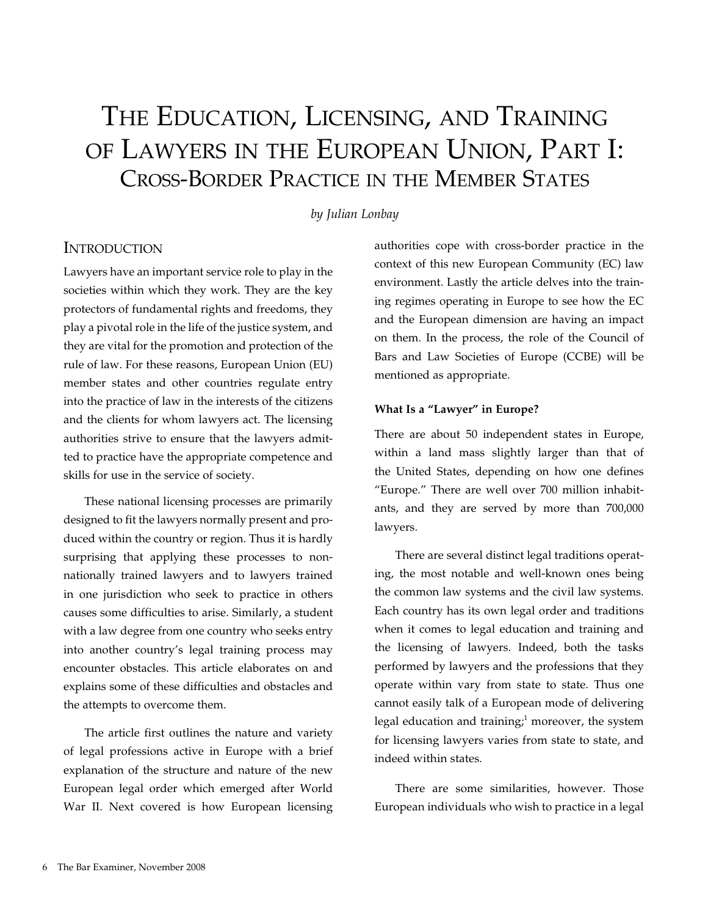# The Education, Licensing, and Training of Lawyers in the European Union, Part I: Cross-Border Practice in the Member States

*by Julian Lonbay*

## Introduction

Lawyers have an important service role to play in the societies within which they work. They are the key protectors of fundamental rights and freedoms, they play a pivotal role in the life of the justice system, and they are vital for the promotion and protection of the rule of law. For these reasons, European Union (EU) member states and other countries regulate entry into the practice of law in the interests of the citizens and the clients for whom lawyers act. The licensing authorities strive to ensure that the lawyers admitted to practice have the appropriate competence and skills for use in the service of society.

These national licensing processes are primarily designed to fit the lawyers normally present and produced within the country or region. Thus it is hardly surprising that applying these processes to non-nationally trained lawyers and to lawyers trained in one jurisdiction who seek to practice in others causes some difficulties to arise. Similarly, a student with a law degree from one country who seeks entry into another country's legal training process may encounter obstacles. This article elaborates on and explains some of these difficulties and obstacles and the attempts to overcome them.

The article first outlines the nature and variety of legal professions active in Europe with a brief explanation of the structure and nature of the new European legal order which emerged after World War II. Next covered is how European licensing authorities cope with cross-border practice in the context of this new European Community (EC) law environment. Lastly the article delves into the training regimes operating in Europe to see how the EC and the European dimension are having an impact on them. In the process, the role of the Council of Bars and Law Societies of Europe (CCBE) will be mentioned as appropriate.

### What Is a "Lawyer" in Europe?

There are about 50 independent states in Europe, within a land mass slightly larger than that of the United States, depending on how one defines "Europe." There are well over 700 million inhabitants, and they are served by more than 700,000 lawyers.

There are several distinct legal traditions operating, the most notable and well-known ones being the common law systems and the civil law systems. Each country has its own legal order and traditions when it comes to legal education and training and the licensing of lawyers. Indeed, both the tasks performed by lawyers and the professions that they operate within vary from state to state. Thus one cannot easily talk of a European mode of delivering legal education and training;[1] moreover, the system for licensing lawyers varies from state to state, and indeed within states.

There are some similarities, however. Those European individuals who wish to practice in a legal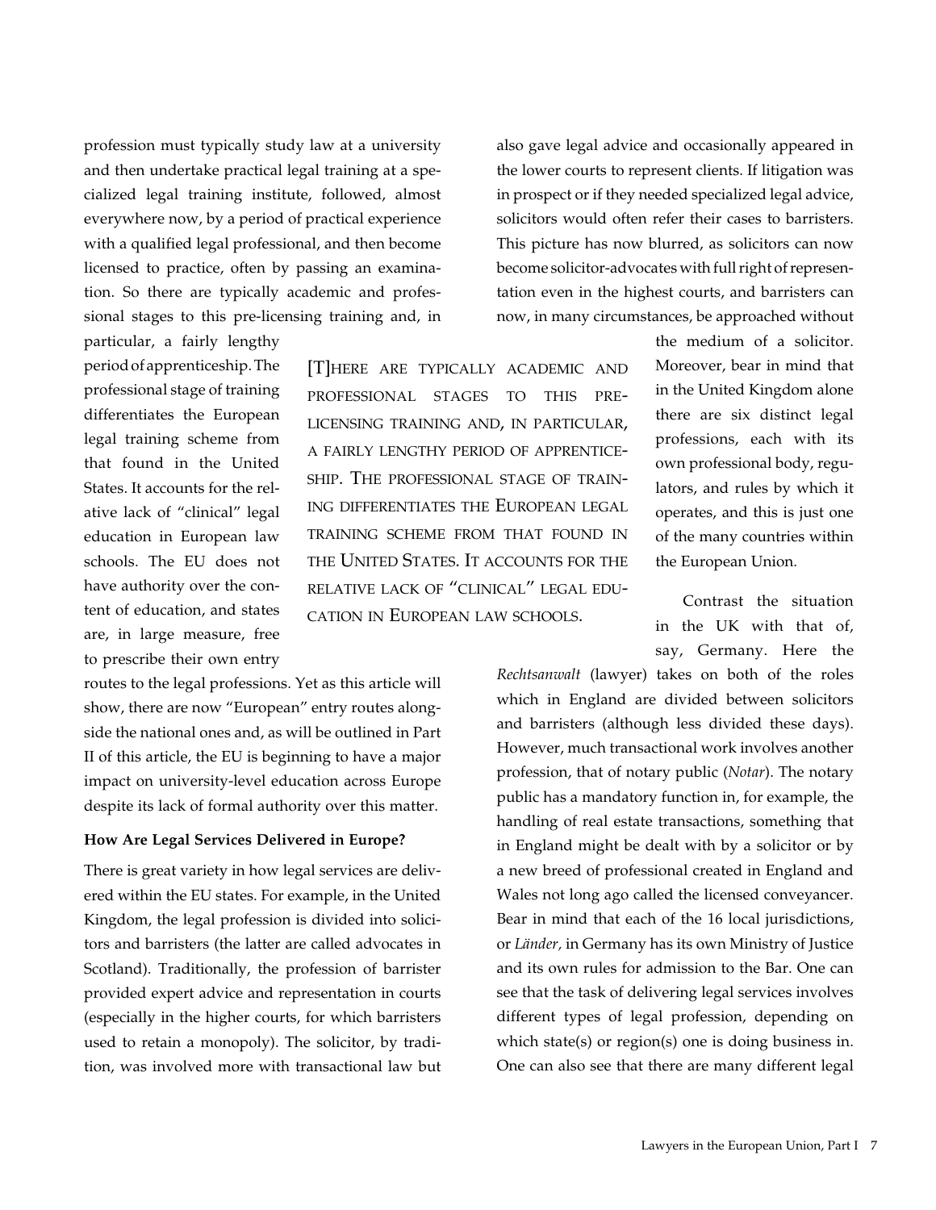profession must typically study law at a university and then undertake practical legal training at a specialized legal training institute, followed, almost everywhere now, by a period of practical experience with a qualified legal professional, and then become licensed to practice, often by passing an examination. So there are typically academic and professional stages to this pre-licensing training and, in particular, a fairly lengthy period of apprenticeship. The professional stage of training differentiates the European legal training scheme from that found in the United States. It accounts for the relative lack of "clinical" legal education in European law schools. The EU does not have authority over the content of education, and states are, in large measure, free to prescribe their own entry routes to the legal professions. Yet as this article will show, there are now "European" entry routes alongside the national ones and, as will be outlined in Part II of this article, the EU is beginning to have a major impact on university-level education across Europe despite its lack of formal authority over this matter.

> [T]HERE ARE TYPICALLY ACADEMIC AND PROFESSIONAL STAGES TO THIS PRE-LICENSING TRAINING AND, IN PARTICULAR, A FAIRLY LENGTHY PERIOD OF APPRENTICESHIP. THE PROFESSIONAL STAGE OF TRAINING DIFFERENTIATES THE EUROPEAN LEGAL TRAINING SCHEME FROM THAT FOUND IN THE UNITED STATES. IT ACCOUNTS FOR THE RELATIVE LACK OF "CLINICAL" LEGAL EDUCATION IN EUROPEAN LAW SCHOOLS.

**How Are Legal Services Delivered in Europe?**

There is great variety in how legal services are delivered within the EU states. For example, in the United Kingdom, the legal profession is divided into solicitors and barristers (the latter are called advocates in Scotland). Traditionally, the profession of barrister provided expert advice and representation in courts (especially in the higher courts, for which barristers used to retain a monopoly). The solicitor, by tradition, was involved more with transactional law but also gave legal advice and occasionally appeared in the lower courts to represent clients. If litigation was in prospect or if they needed specialized legal advice, solicitors would often refer their cases to barristers. This picture has now blurred, as solicitors can now become solicitor-advocates with full right of representation even in the highest courts, and barristers can now, in many circumstances, be approached without the medium of a solicitor. Moreover, bear in mind that in the United Kingdom alone there are six distinct legal professions, each with its own professional body, regulators, and rules by which it operates, and this is just one of the many countries within the European Union.

Contrast the situation in the UK with that of, say, Germany. Here the *Rechtsanwalt* (lawyer) takes on both of the roles which in England are divided between solicitors and barristers (although less divided these days). However, much transactional work involves another profession, that of notary public (*Notar*). The notary public has a mandatory function in, for example, the handling of real estate transactions, something that in England might be dealt with by a solicitor or by a new breed of professional created in England and Wales not long ago called the licensed conveyancer. Bear in mind that each of the 16 local jurisdictions, or *Länder*, in Germany has its own Ministry of Justice and its own rules for admission to the Bar. One can see that the task of delivering legal services involves different types of legal profession, depending on which state(s) or region(s) one is doing business in. One can also see that there are many different legal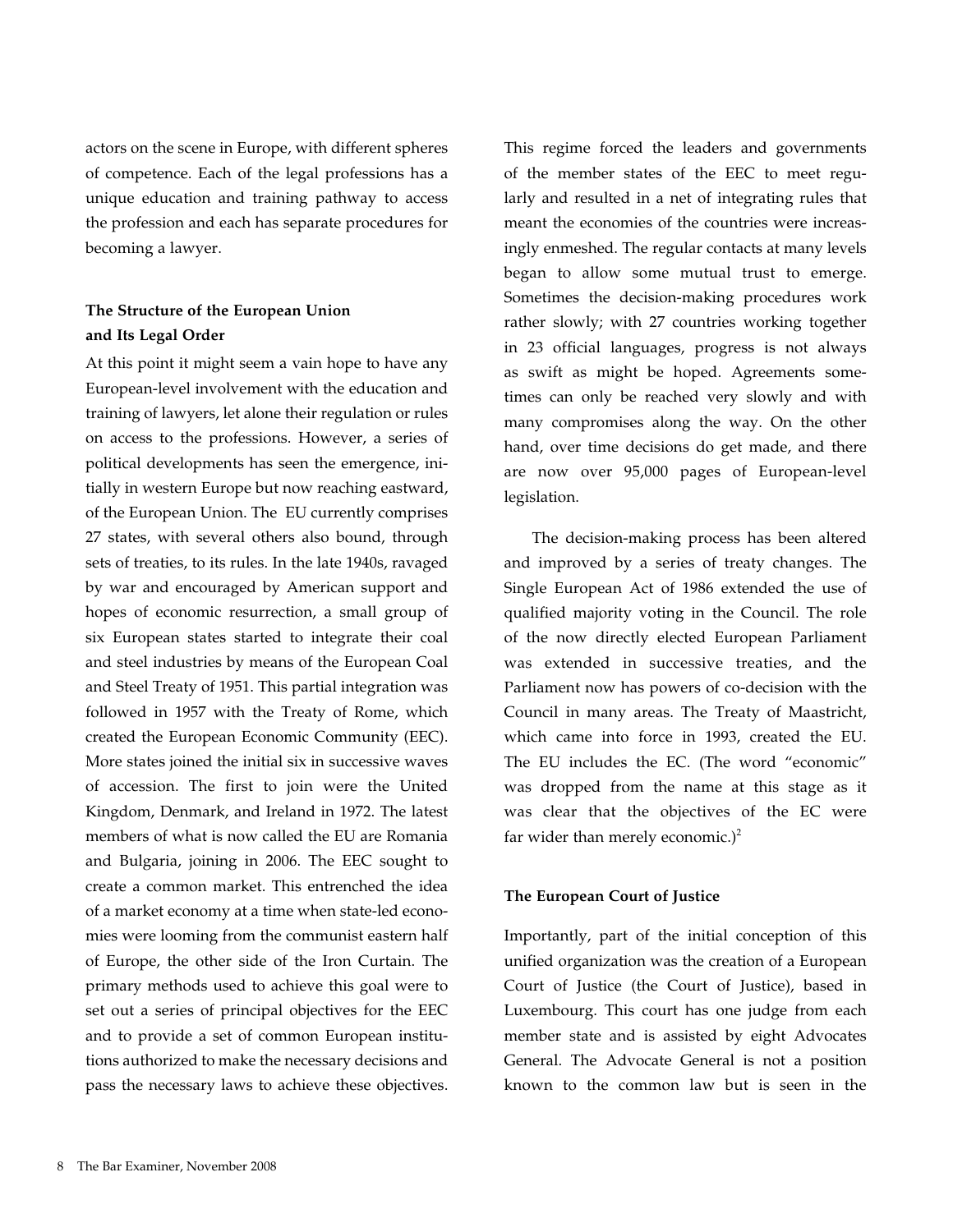actors on the scene in Europe, with different spheres of competence. Each of the legal professions has a unique education and training pathway to access the profession and each has separate procedures for becoming a lawyer.

### The Structure of the European Union and Its Legal Order

At this point it might seem a vain hope to have any European-level involvement with the education and training of lawyers, let alone their regulation or rules on access to the professions. However, a series of political developments has seen the emergence, initially in western Europe but now reaching eastward, of the European Union. The EU currently comprises 27 states, with several others also bound, through sets of treaties, to its rules. In the late 1940s, ravaged by war and encouraged by American support and hopes of economic resurrection, a small group of six European states started to integrate their coal and steel industries by means of the European Coal and Steel Treaty of 1951. This partial integration was followed in 1957 with the Treaty of Rome, which created the European Economic Community (EEC). More states joined the initial six in successive waves of accession. The first to join were the United Kingdom, Denmark, and Ireland in 1972. The latest members of what is now called the EU are Romania and Bulgaria, joining in 2006. The EEC sought to create a common market. This entrenched the idea of a market economy at a time when state-led economies were looming from the communist eastern half of Europe, the other side of the Iron Curtain. The primary methods used to achieve this goal were to set out a series of principal objectives for the EEC and to provide a set of common European institutions authorized to make the necessary decisions and pass the necessary laws to achieve these objectives. This regime forced the leaders and governments of the member states of the EEC to meet regularly and resulted in a net of integrating rules that meant the economies of the countries were increasingly enmeshed. The regular contacts at many levels began to allow some mutual trust to emerge. Sometimes the decision-making procedures work rather slowly; with 27 countries working together in 23 official languages, progress is not always as swift as might be hoped. Agreements sometimes can only be reached very slowly and with many compromises along the way. On the other hand, over time decisions do get made, and there are now over 95,000 pages of European-level legislation.

The decision-making process has been altered and improved by a series of treaty changes. The Single European Act of 1986 extended the use of qualified majority voting in the Council. The role of the now directly elected European Parliament was extended in successive treaties, and the Parliament now has powers of co-decision with the Council in many areas. The Treaty of Maastricht, which came into force in 1993, created the EU. The EU includes the EC. (The word "economic" was dropped from the name at this stage as it was clear that the objectives of the EC were far wider than merely economic.)[2]

### The European Court of Justice

Importantly, part of the initial conception of this unified organization was the creation of a European Court of Justice (the Court of Justice), based in Luxembourg. This court has one judge from each member state and is assisted by eight Advocates General. The Advocate General is not a position known to the common law but is seen in the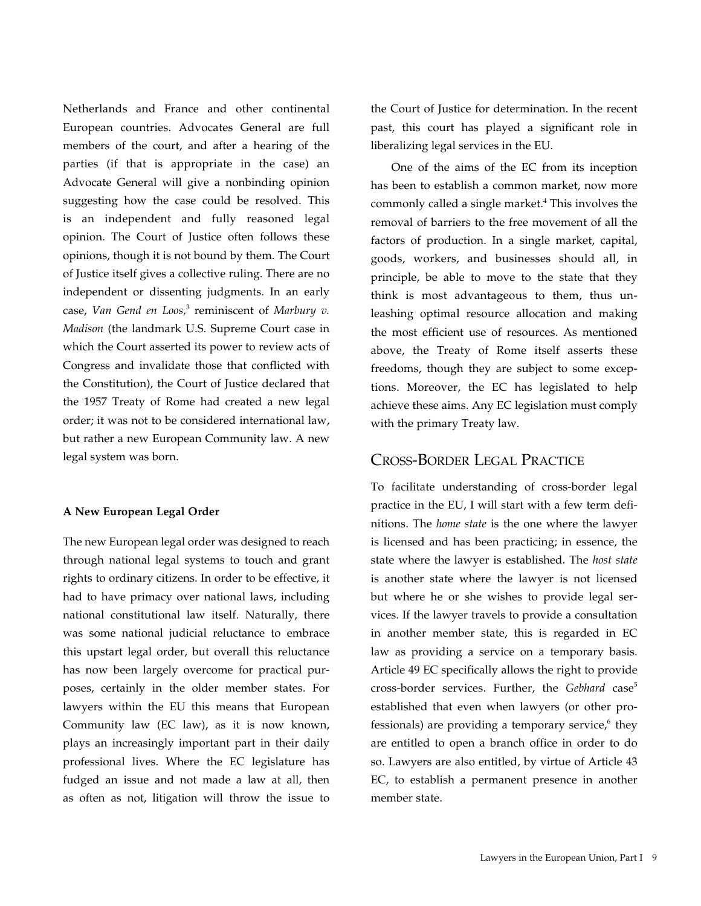Netherlands and France and other continental European countries. Advocates General are full members of the court, and after a hearing of the parties (if that is appropriate in the case) an Advocate General will give a nonbinding opinion suggesting how the case could be resolved. This is an independent and fully reasoned legal opinion. The Court of Justice often follows these opinions, though it is not bound by them. The Court of Justice itself gives a collective ruling. There are no independent or dissenting judgments. In an early case, *Van Gend en Loos,*[3] reminiscent of *Marbury v. Madison* (the landmark U.S. Supreme Court case in which the Court asserted its power to review acts of Congress and invalidate those that conflicted with the Constitution), the Court of Justice declared that the 1957 Treaty of Rome had created a new legal order; it was not to be considered international law, but rather a new European Community law. A new legal system was born.

**A New European Legal Order**

The new European legal order was designed to reach through national legal systems to touch and grant rights to ordinary citizens. In order to be effective, it had to have primacy over national laws, including national constitutional law itself. Naturally, there was some national judicial reluctance to embrace this upstart legal order, but overall this reluctance has now been largely overcome for practical purposes, certainly in the older member states. For lawyers within the EU this means that European Community law (EC law), as it is now known, plays an increasingly important part in their daily professional lives. Where the EC legislature has fudged an issue and not made a law at all, then as often as not, litigation will throw the issue to the Court of Justice for determination. In the recent past, this court has played a significant role in liberalizing legal services in the EU.

One of the aims of the EC from its inception has been to establish a common market, now more commonly called a single market.[4] This involves the removal of barriers to the free movement of all the factors of production. In a single market, capital, goods, workers, and businesses should all, in principle, be able to move to the state that they think is most advantageous to them, thus unleashing optimal resource allocation and making the most efficient use of resources. As mentioned above, the Treaty of Rome itself asserts these freedoms, though they are subject to some exceptions. Moreover, the EC has legislated to help achieve these aims. Any EC legislation must comply with the primary Treaty law.

## Cross-Border Legal Practice

To facilitate understanding of cross-border legal practice in the EU, I will start with a few term definitions. The *home state* is the one where the lawyer is licensed and has been practicing; in essence, the state where the lawyer is established. The *host state* is another state where the lawyer is not licensed but where he or she wishes to provide legal services. If the lawyer travels to provide a consultation in another member state, this is regarded in EC law as providing a service on a temporary basis. Article 49 EC specifically allows the right to provide cross-border services. Further, the *Gebhard* case[5] established that even when lawyers (or other professionals) are providing a temporary service,[6] they are entitled to open a branch office in order to do so. Lawyers are also entitled, by virtue of Article 43 EC, to establish a permanent presence in another member state.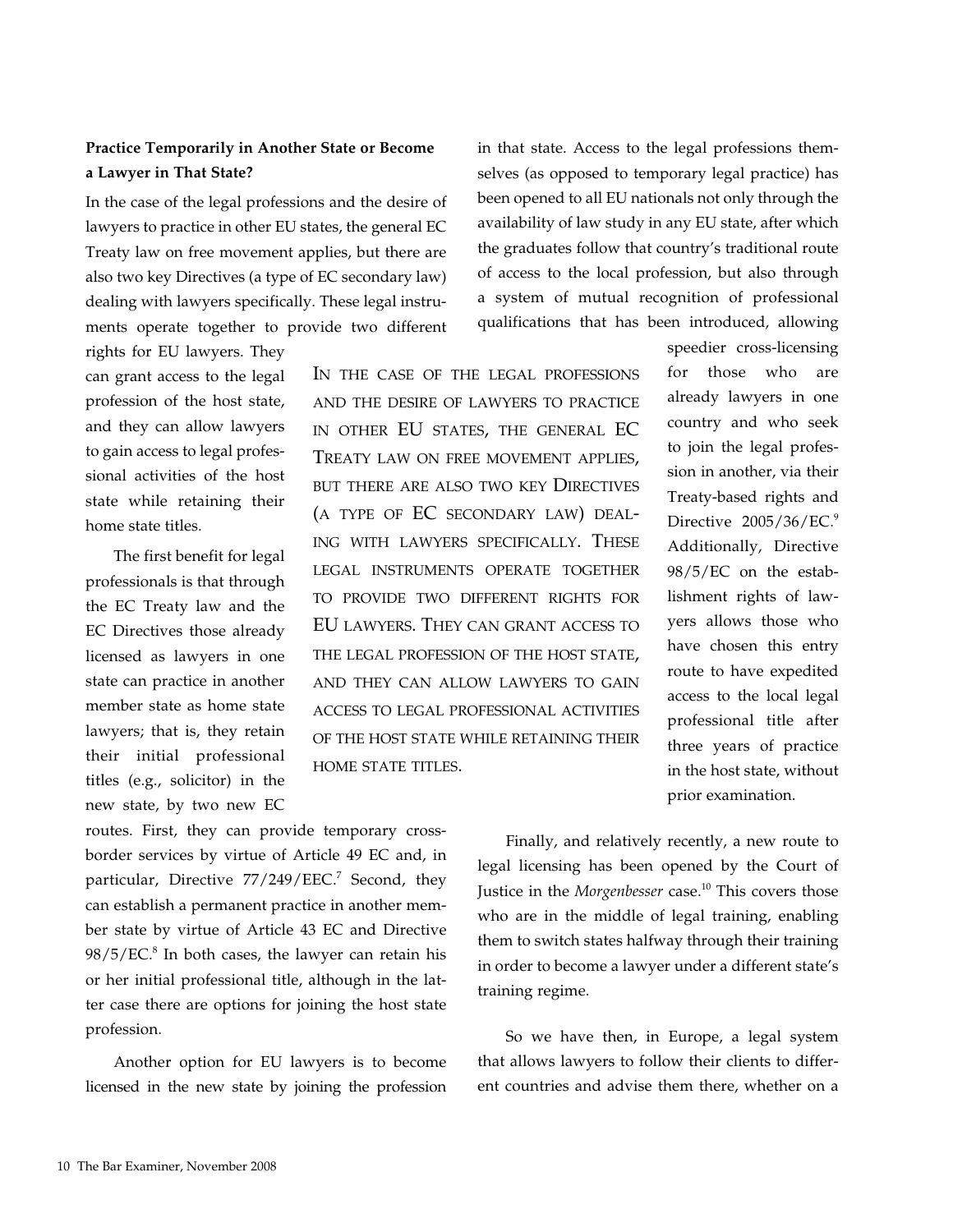### Practice Temporarily in Another State or Become a Lawyer in That State?

In the case of the legal professions and the desire of lawyers to practice in other EU states, the general EC Treaty law on free movement applies, but there are also two key Directives (a type of EC secondary law) dealing with lawyers specifically. These legal instruments operate together to provide two different rights for EU lawyers. They can grant access to the legal profession of the host state, and they can allow lawyers to gain access to legal professional activities of the host state while retaining their home state titles.

> In the case of the legal professions and the desire of lawyers to practice in other EU states, the general EC Treaty law on free movement applies, but there are also two key Directives (a type of EC secondary law) dealing with lawyers specifically. These legal instruments operate together to provide two different rights for EU lawyers. They can grant access to the legal profession of the host state, and they can allow lawyers to gain access to legal professional activities of the host state while retaining their home state titles.

The first benefit for legal professionals is that through the EC Treaty law and the EC Directives those already licensed as lawyers in one state can practice in another member state as home state lawyers; that is, they retain their initial professional titles (e.g., solicitor) in the new state, by two new EC routes. First, they can provide temporary cross-border services by virtue of Article 49 EC and, in particular, Directive 77/249/EEC.[7] Second, they can establish a permanent practice in another member state by virtue of Article 43 EC and Directive 98/5/EC.[8] In both cases, the lawyer can retain his or her initial professional title, although in the latter case there are options for joining the host state profession.

Another option for EU lawyers is to become licensed in the new state by joining the profession in that state. Access to the legal professions themselves (as opposed to temporary legal practice) has been opened to all EU nationals not only through the availability of law study in any EU state, after which the graduates follow that country's traditional route of access to the local profession, but also through a system of mutual recognition of professional qualifications that has been introduced, allowing speedier cross-licensing for those who are already lawyers in one country and who seek to join the legal profession in another, via their Treaty-based rights and Directive 2005/36/EC.[9] Additionally, Directive 98/5/EC on the establishment rights of lawyers allows those who have chosen this entry route to have expedited access to the local legal professional title after three years of practice in the host state, without prior examination.

Finally, and relatively recently, a new route to legal licensing has been opened by the Court of Justice in the *Morgenbesser* case.[10] This covers those who are in the middle of legal training, enabling them to switch states halfway through their training in order to become a lawyer under a different state's training regime.

So we have then, in Europe, a legal system that allows lawyers to follow their clients to different countries and advise them there, whether on a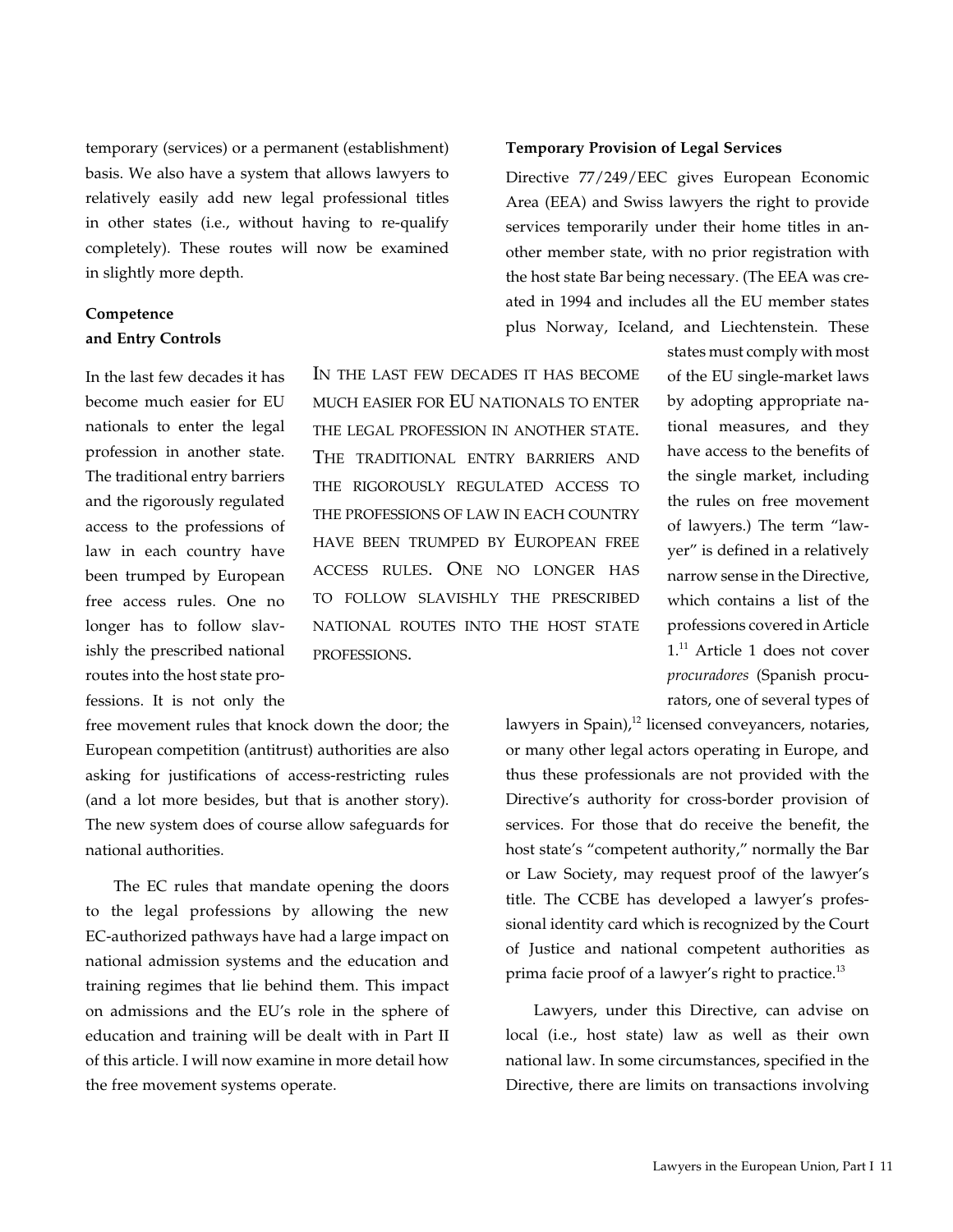temporary (services) or a permanent (establishment) basis. We also have a system that allows lawyers to relatively easily add new legal professional titles in other states (i.e., without having to re-qualify completely). These routes will now be examined in slightly more depth.

### Competence and Entry Controls

In the last few decades it has become much easier for EU nationals to enter the legal profession in another state. The traditional entry barriers and the rigorously regulated access to the professions of law in each country have been trumped by European free access rules. One no longer has to follow slavishly the prescribed national routes into the host state professions. It is not only the free movement rules that knock down the door; the European competition (antitrust) authorities are also asking for justifications of access-restricting rules (and a lot more besides, but that is another story). The new system does of course allow safeguards for national authorities.

> IN THE LAST FEW DECADES IT HAS BECOME MUCH EASIER FOR EU NATIONALS TO ENTER THE LEGAL PROFESSION IN ANOTHER STATE. THE TRADITIONAL ENTRY BARRIERS AND THE RIGOROUSLY REGULATED ACCESS TO THE PROFESSIONS OF LAW IN EACH COUNTRY HAVE BEEN TRUMPED BY EUROPEAN FREE ACCESS RULES. ONE NO LONGER HAS TO FOLLOW SLAVISHLY THE PRESCRIBED NATIONAL ROUTES INTO THE HOST STATE PROFESSIONS.

The EC rules that mandate opening the doors to the legal professions by allowing the new EC-authorized pathways have had a large impact on national admission systems and the education and training regimes that lie behind them. This impact on admissions and the EU's role in the sphere of education and training will be dealt with in Part II of this article. I will now examine in more detail how the free movement systems operate.

### Temporary Provision of Legal Services

Directive 77/249/EEC gives European Economic Area (EEA) and Swiss lawyers the right to provide services temporarily under their home titles in another member state, with no prior registration with the host state Bar being necessary. (The EEA was created in 1994 and includes all the EU member states plus Norway, Iceland, and Liechtenstein. These states must comply with most of the EU single-market laws by adopting appropriate national measures, and they have access to the benefits of the single market, including the rules on free movement of lawyers.) The term "lawyer" is defined in a relatively narrow sense in the Directive, which contains a list of the professions covered in Article 1.[11] Article 1 does not cover *procuradores* (Spanish procurators, one of several types of lawyers in Spain),[12] licensed conveyancers, notaries, or many other legal actors operating in Europe, and thus these professionals are not provided with the Directive's authority for cross-border provision of services. For those that do receive the benefit, the host state's "competent authority," normally the Bar or Law Society, may request proof of the lawyer's title. The CCBE has developed a lawyer's professional identity card which is recognized by the Court of Justice and national competent authorities as prima facie proof of a lawyer's right to practice.[13]

Lawyers, under this Directive, can advise on local (i.e., host state) law as well as their own national law. In some circumstances, specified in the Directive, there are limits on transactions involving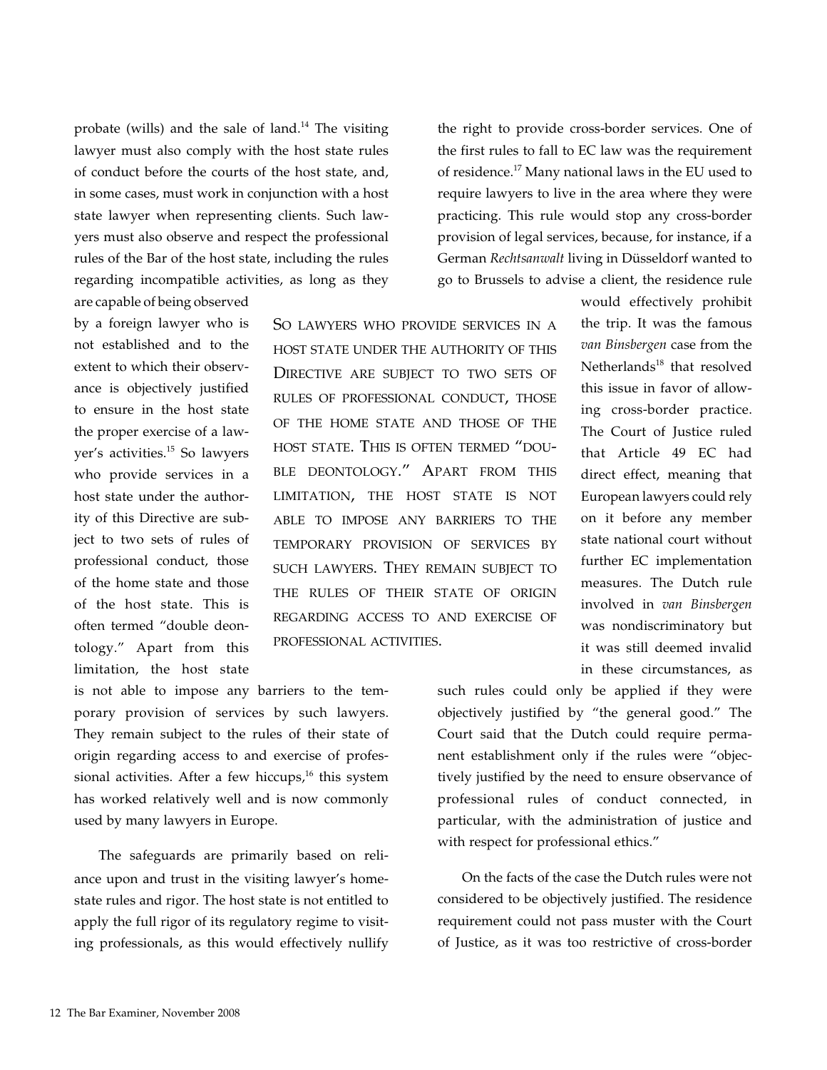probate (wills) and the sale of land.[14] The visiting lawyer must also comply with the host state rules of conduct before the courts of the host state, and, in some cases, must work in conjunction with a host state lawyer when representing clients. Such lawyers must also observe and respect the professional rules of the Bar of the host state, including the rules regarding incompatible activities, as long as they are capable of being observed by a foreign lawyer who is not established and to the extent to which their observance is objectively justified to ensure in the host state the proper exercise of a lawyer's activities.[15] So lawyers who provide services in a host state under the authority of this Directive are subject to two sets of rules of professional conduct, those of the home state and those of the host state. This is often termed "double deontology." Apart from this limitation, the host state is not able to impose any barriers to the temporary provision of services by such lawyers. They remain subject to the rules of their state of origin regarding access to and exercise of professional activities. After a few hiccups,[16] this system has worked relatively well and is now commonly used by many lawyers in Europe.

The safeguards are primarily based on reliance upon and trust in the visiting lawyer's home-state rules and rigor. The host state is not entitled to apply the full rigor of its regulatory regime to visiting professionals, as this would effectively nullify the right to provide cross-border services. One of the first rules to fall to EC law was the requirement of residence.[17] Many national laws in the EU used to require lawyers to live in the area where they were practicing. This rule would stop any cross-border provision of legal services, because, for instance, if a German *Rechtsanwalt* living in Düsseldorf wanted to go to Brussels to advise a client, the residence rule would effectively prohibit the trip. It was the famous *van Binsbergen* case from the Netherlands[18] that resolved this issue in favor of allowing cross-border practice. The Court of Justice ruled that Article 49 EC had direct effect, meaning that European lawyers could rely on it before any member state national court without further EC implementation measures. The Dutch rule involved in *van Binsbergen* was nondiscriminatory but it was still deemed invalid in these circumstances, as such rules could only be applied if they were objectively justified by "the general good." The Court said that the Dutch could require permanent establishment only if the rules were "objectively justified by the need to ensure observance of professional rules of conduct connected, in particular, with the administration of justice and with respect for professional ethics."

On the facts of the case the Dutch rules were not considered to be objectively justified. The residence requirement could not pass muster with the Court of Justice, as it was too restrictive of cross-border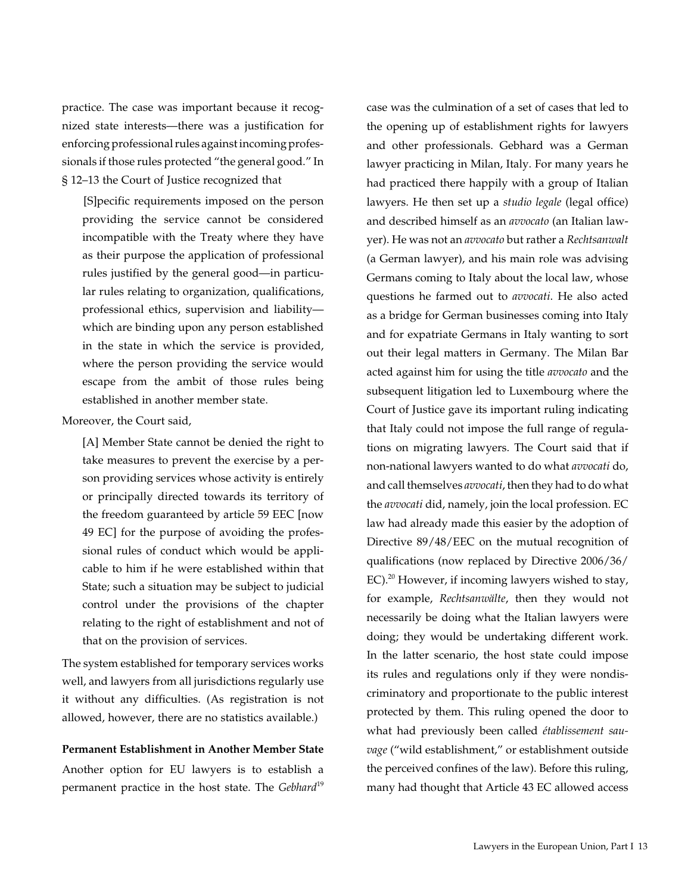practice. The case was important because it recognized state interests—there was a justification for enforcing professional rules against incoming professionals if those rules protected "the general good." In § 12–13 the Court of Justice recognized that

> [S]pecific requirements imposed on the person providing the service cannot be considered incompatible with the Treaty where they have as their purpose the application of professional rules justified by the general good—in particular rules relating to organization, qualifications, professional ethics, supervision and liability—which are binding upon any person established in the state in which the service is provided, where the person providing the service would escape from the ambit of those rules being established in another member state.

Moreover, the Court said,

> [A] Member State cannot be denied the right to take measures to prevent the exercise by a person providing services whose activity is entirely or principally directed towards its territory of the freedom guaranteed by article 59 EEC [now 49 EC] for the purpose of avoiding the professional rules of conduct which would be applicable to him if he were established within that State; such a situation may be subject to judicial control under the provisions of the chapter relating to the right of establishment and not of that on the provision of services.

The system established for temporary services works well, and lawyers from all jurisdictions regularly use it without any difficulties. (As registration is not allowed, however, there are no statistics available.)

**Permanent Establishment in Another Member State**

Another option for EU lawyers is to establish a permanent practice in the host state. The *Gebhard*[19] case was the culmination of a set of cases that led to the opening up of establishment rights for lawyers and other professionals. Gebhard was a German lawyer practicing in Milan, Italy. For many years he had practiced there happily with a group of Italian lawyers. He then set up a *studio legale* (legal office) and described himself as an *avvocato* (an Italian lawyer). He was not an *avvocato* but rather a *Rechtsanwalt* (a German lawyer), and his main role was advising Germans coming to Italy about the local law, whose questions he farmed out to *avvocati*. He also acted as a bridge for German businesses coming into Italy and for expatriate Germans in Italy wanting to sort out their legal matters in Germany. The Milan Bar acted against him for using the title *avvocato* and the subsequent litigation led to Luxembourg where the Court of Justice gave its important ruling indicating that Italy could not impose the full range of regulations on migrating lawyers. The Court said that if non-national lawyers wanted to do what *avvocati* do, and call themselves *avvocati*, then they had to do what the *avvocati* did, namely, join the local profession. EC law had already made this easier by the adoption of Directive 89/48/EEC on the mutual recognition of qualifications (now replaced by Directive 2006/36/EC).[20] However, if incoming lawyers wished to stay, for example, *Rechtsanwälte*, then they would not necessarily be doing what the Italian lawyers were doing; they would be undertaking different work. In the latter scenario, the host state could impose its rules and regulations only if they were nondiscriminatory and proportionate to the public interest protected by them. This ruling opened the door to what had previously been called *établissement sauvage* ("wild establishment," or establishment outside the perceived confines of the law). Before this ruling, many had thought that Article 43 EC allowed access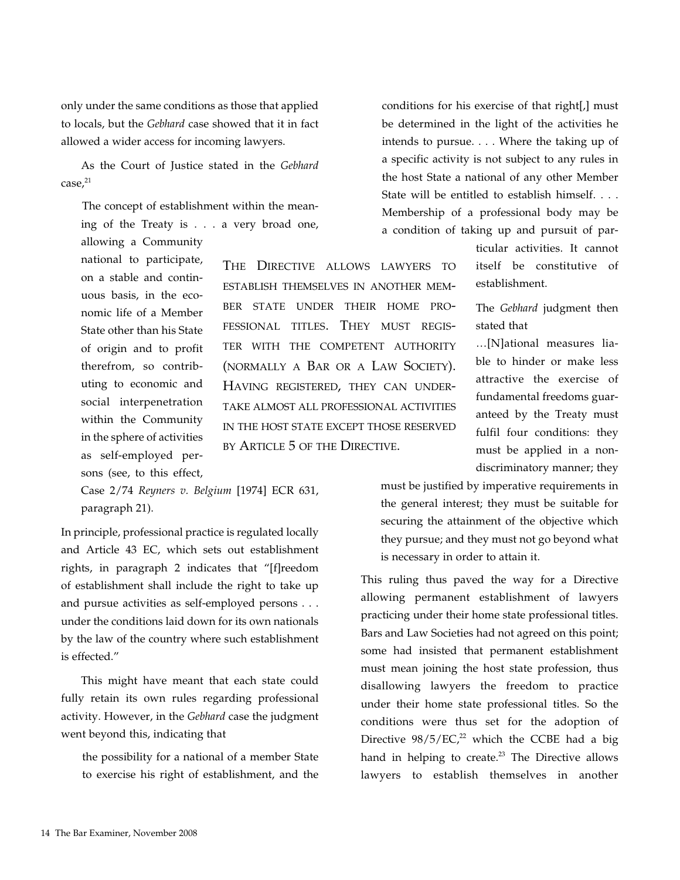only under the same conditions as those that applied to locals, but the *Gebhard* case showed that it in fact allowed a wider access for incoming lawyers.

As the Court of Justice stated in the *Gebhard* case,[21]

> The concept of establishment within the meaning of the Treaty is . . . a very broad one, allowing a Community national to participate, on a stable and continuous basis, in the economic life of a Member State other than his State of origin and to profit therefrom, so contributing to economic and social interpenetration within the Community in the sphere of activities as self-employed persons (see, to this effect, Case 2/74 *Reyners v. Belgium* [1974] ECR 631, paragraph 21).

In principle, professional practice is regulated locally and Article 43 EC, which sets out establishment rights, in paragraph 2 indicates that "[f]reedom of establishment shall include the right to take up and pursue activities as self-employed persons . . . under the conditions laid down for its own nationals by the law of the country where such establishment is effected."

This might have meant that each state could fully retain its own rules regarding professional activity. However, in the *Gebhard* case the judgment went beyond this, indicating that

> the possibility for a national of a member State to exercise his right of establishment, and the conditions for his exercise of that right[,] must be determined in the light of the activities he intends to pursue. . . . Where the taking up of a specific activity is not subject to any rules in the host State a national of any other Member State will be entitled to establish himself. . . . Membership of a professional body may be a condition of taking up and pursuit of particular activities. It cannot itself be constitutive of establishment.

The *Gebhard* judgment then stated that

> …[N]ational measures liable to hinder or make less attractive the exercise of fundamental freedoms guaranteed by the Treaty must fulfil four conditions: they must be applied in a non-discriminatory manner; they must be justified by imperative requirements in the general interest; they must be suitable for securing the attainment of the objective which they pursue; and they must not go beyond what is necessary in order to attain it.

This ruling thus paved the way for a Directive allowing permanent establishment of lawyers practicing under their home state professional titles. Bars and Law Societies had not agreed on this point; some had insisted that permanent establishment must mean joining the host state profession, thus disallowing lawyers the freedom to practice under their home state professional titles. So the conditions were thus set for the adoption of Directive 98/5/EC,[22] which the CCBE had a big hand in helping to create.[23] The Directive allows lawyers to establish themselves in another

> THE DIRECTIVE ALLOWS LAWYERS TO ESTABLISH THEMSELVES IN ANOTHER MEMBER STATE UNDER THEIR HOME PROFESSIONAL TITLES. THEY MUST REGISTER WITH THE COMPETENT AUTHORITY (NORMALLY A BAR OR A LAW SOCIETY). HAVING REGISTERED, THEY CAN UNDERTAKE ALMOST ALL PROFESSIONAL ACTIVITIES IN THE HOST STATE EXCEPT THOSE RESERVED BY ARTICLE 5 OF THE DIRECTIVE.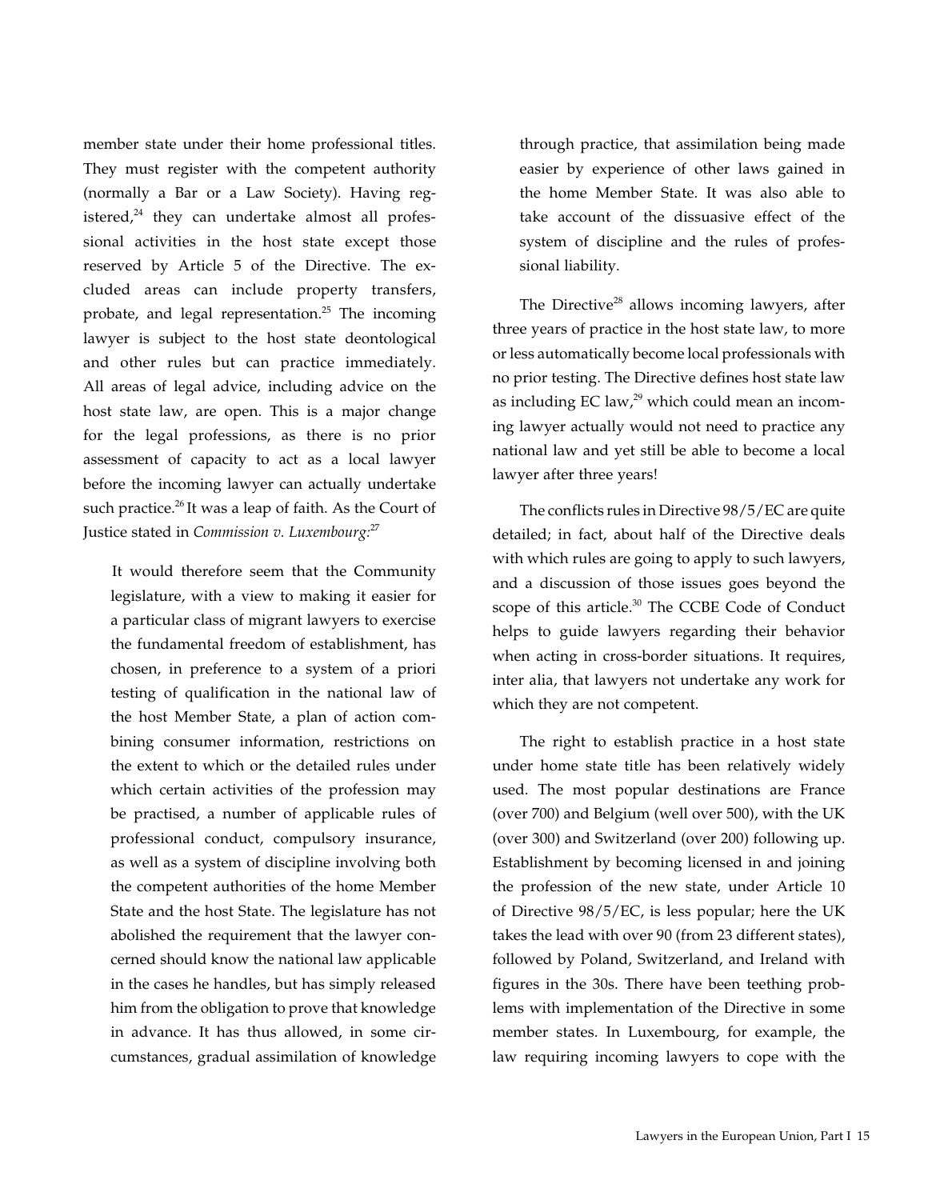member state under their home professional titles. They must register with the competent authority (normally a Bar or a Law Society). Having registered,[24] they can undertake almost all professional activities in the host state except those reserved by Article 5 of the Directive. The excluded areas can include property transfers, probate, and legal representation.[25] The incoming lawyer is subject to the host state deontological and other rules but can practice immediately. All areas of legal advice, including advice on the host state law, are open. This is a major change for the legal professions, as there is no prior assessment of capacity to act as a local lawyer before the incoming lawyer can actually undertake such practice.[26] It was a leap of faith. As the Court of Justice stated in *Commission v. Luxembourg:*[27]

> It would therefore seem that the Community legislature, with a view to making it easier for a particular class of migrant lawyers to exercise the fundamental freedom of establishment, has chosen, in preference to a system of a priori testing of qualification in the national law of the host Member State, a plan of action combining consumer information, restrictions on the extent to which or the detailed rules under which certain activities of the profession may be practised, a number of applicable rules of professional conduct, compulsory insurance, as well as a system of discipline involving both the competent authorities of the home Member State and the host State. The legislature has not abolished the requirement that the lawyer concerned should know the national law applicable in the cases he handles, but has simply released him from the obligation to prove that knowledge in advance. It has thus allowed, in some circumstances, gradual assimilation of knowledge through practice, that assimilation being made easier by experience of other laws gained in the home Member State. It was also able to take account of the dissuasive effect of the system of discipline and the rules of professional liability.

The Directive[28] allows incoming lawyers, after three years of practice in the host state law, to more or less automatically become local professionals with no prior testing. The Directive defines host state law as including EC law,[29] which could mean an incoming lawyer actually would not need to practice any national law and yet still be able to become a local lawyer after three years!

The conflicts rules in Directive 98/5/EC are quite detailed; in fact, about half of the Directive deals with which rules are going to apply to such lawyers, and a discussion of those issues goes beyond the scope of this article.[30] The CCBE Code of Conduct helps to guide lawyers regarding their behavior when acting in cross-border situations. It requires, inter alia, that lawyers not undertake any work for which they are not competent.

The right to establish practice in a host state under home state title has been relatively widely used. The most popular destinations are France (over 700) and Belgium (well over 500), with the UK (over 300) and Switzerland (over 200) following up. Establishment by becoming licensed in and joining the profession of the new state, under Article 10 of Directive 98/5/EC, is less popular; here the UK takes the lead with over 90 (from 23 different states), followed by Poland, Switzerland, and Ireland with figures in the 30s. There have been teething problems with implementation of the Directive in some member states. In Luxembourg, for example, the law requiring incoming lawyers to cope with the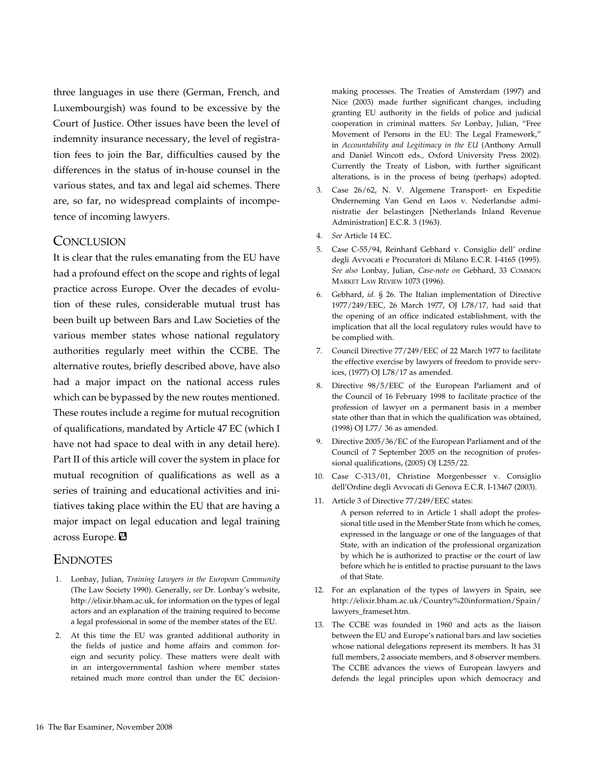three languages in use there (German, French, and Luxembourgish) was found to be excessive by the Court of Justice. Other issues have been the level of indemnity insurance necessary, the level of registration fees to join the Bar, difficulties caused by the differences in the status of in-house counsel in the various states, and tax and legal aid schemes. There are, so far, no widespread complaints of incompetence of incoming lawyers.

## Conclusion

It is clear that the rules emanating from the EU have had a profound effect on the scope and rights of legal practice across Europe. Over the decades of evolution of these rules, considerable mutual trust has been built up between Bars and Law Societies of the various member states whose national regulatory authorities regularly meet within the CCBE. The alternative routes, briefly described above, have also had a major impact on the national access rules which can be bypassed by the new routes mentioned. These routes include a regime for mutual recognition of qualifications, mandated by Article 47 EC (which I have not had space to deal with in any detail here). Part II of this article will cover the system in place for mutual recognition of qualifications as well as a series of training and educational activities and initiatives taking place within the EU that are having a major impact on legal education and legal training across Europe.

## Endnotes

1. Lonbay, Julian, *Training Lawyers in the European Community* (The Law Society 1990). Generally, *see* Dr. Lonbay's website, http://elixir.bham.ac.uk, for information on the types of legal actors and an explanation of the training required to become a legal professional in some of the member states of the EU.
2. At this time the EU was granted additional authority in the fields of justice and home affairs and common foreign and security policy. These matters were dealt with in an intergovernmental fashion where member states retained much more control than under the EC decision-making processes. The Treaties of Amsterdam (1997) and Nice (2003) made further significant changes, including granting EU authority in the fields of police and judicial cooperation in criminal matters. *See* Lonbay, Julian, "Free Movement of Persons in the EU: The Legal Framework," in *Accountability and Legitimacy in the EU* (Anthony Arnull and Daniel Wincott eds., Oxford University Press 2002). Currently the Treaty of Lisbon, with further significant alterations, is in the process of being (perhaps) adopted.
3. Case 26/62, N. V. Algemene Transport- en Expeditie Onderneming Van Gend en Loos v. Nederlandse administratie der belastingen [Netherlands Inland Revenue Administration] E.C.R. 3 (1963).
4. *See* Article 14 EC.
5. Case C-55/94, Reinhard Gebhard v. Consiglio dell' ordine degli Avvocati e Procuratori di Milano E.C.R. I-4165 (1995). *See also* Lonbay, Julian, *Case-note on* Gebhard, 33 Common Market Law Review 1073 (1996).
6. Gebhard, *id.* § 26. The Italian implementation of Directive 1977/249/EEC, 26 March 1977, OJ L78/17, had said that the opening of an office indicated establishment, with the implication that all the local regulatory rules would have to be complied with.
7. Council Directive 77/249/EEC of 22 March 1977 to facilitate the effective exercise by lawyers of freedom to provide services, (1977) OJ L78/17 as amended.
8. Directive 98/5/EEC of the European Parliament and of the Council of 16 February 1998 to facilitate practice of the profession of lawyer on a permanent basis in a member state other than that in which the qualification was obtained, (1998) OJ L77/ 36 as amended.
9. Directive 2005/36/EC of the European Parliament and of the Council of 7 September 2005 on the recognition of professional qualifications, (2005) OJ L255/22.
10. Case C-313/01, Christine Morgenbesser v. Consiglio dell'Ordine degli Avvocati di Genova E.C.R. I-13467 (2003).
11. Article 3 of Directive 77/249/EEC states:

    > A person referred to in Article 1 shall adopt the professional title used in the Member State from which he comes, expressed in the language or one of the languages of that State, with an indication of the professional organization by which he is authorized to practise or the court of law before which he is entitled to practise pursuant to the laws of that State.

12. For an explanation of the types of lawyers in Spain, see http://elixir.bham.ac.uk/Country%20information/Spain/lawyers_frameset.htm.
13. The CCBE was founded in 1960 and acts as the liaison between the EU and Europe's national bars and law societies whose national delegations represent its members. It has 31 full members, 2 associate members, and 8 observer members. The CCBE advances the views of European lawyers and defends the legal principles upon which democracy and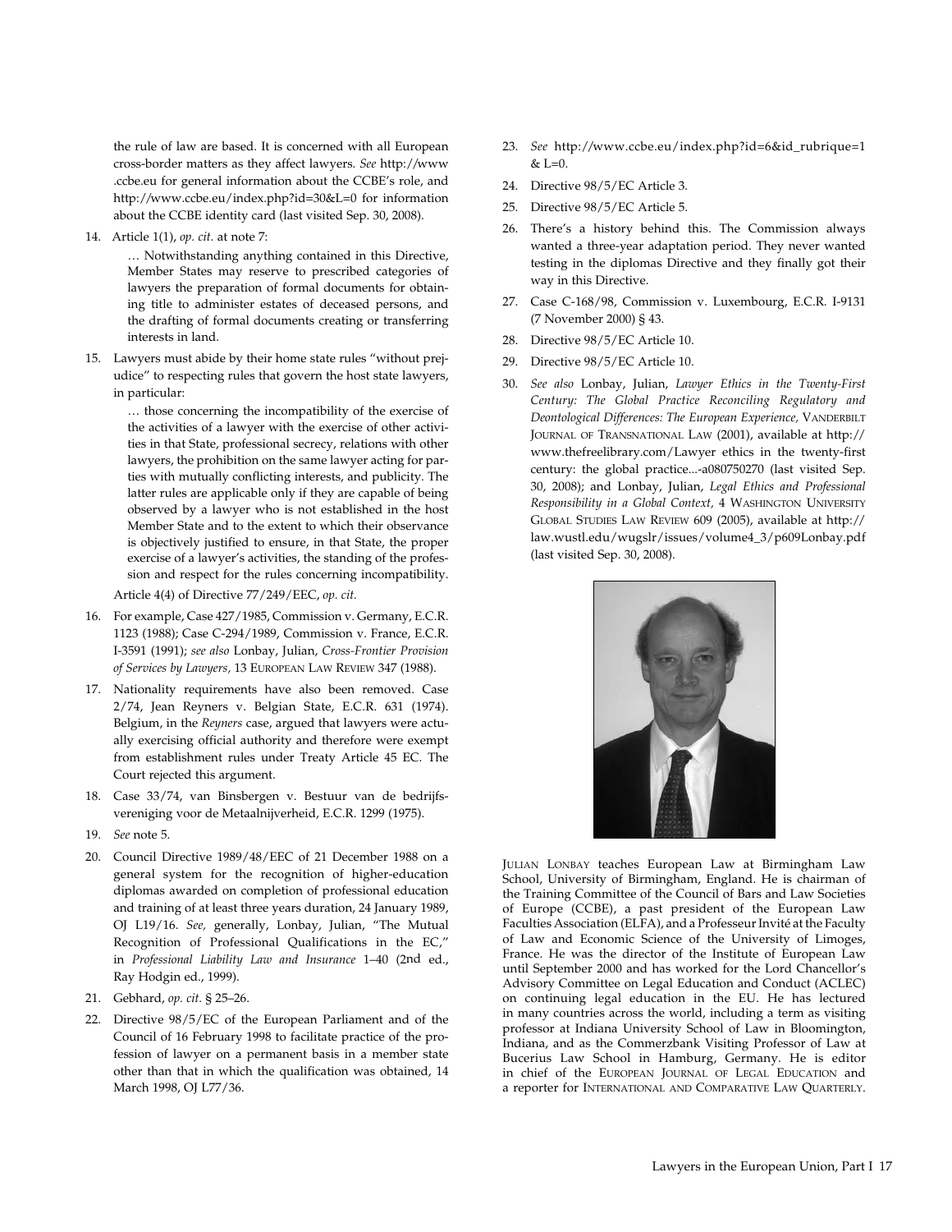the rule of law are based. It is concerned with all European cross-border matters as they affect lawyers. *See* http://www.ccbe.eu for general information about the CCBE's role, and http://www.ccbe.eu/index.php?id=30&L=0 for information about the CCBE identity card (last visited Sep. 30, 2008).

14. Article 1(1), *op. cit.* at note 7:

    … Notwithstanding anything contained in this Directive, Member States may reserve to prescribed categories of lawyers the preparation of formal documents for obtaining title to administer estates of deceased persons, and the drafting of formal documents creating or transferring interests in land.

15. Lawyers must abide by their home state rules "without prejudice" to respecting rules that govern the host state lawyers, in particular:

    … those concerning the incompatibility of the exercise of the activities of a lawyer with the exercise of other activities in that State, professional secrecy, relations with other lawyers, the prohibition on the same lawyer acting for parties with mutually conflicting interests, and publicity. The latter rules are applicable only if they are capable of being observed by a lawyer who is not established in the host Member State and to the extent to which their observance is objectively justified to ensure, in that State, the proper exercise of a lawyer's activities, the standing of the profession and respect for the rules concerning incompatibility.

    Article 4(4) of Directive 77/249/EEC, *op. cit.*

16. For example, Case 427/1985, Commission v. Germany, E.C.R. 1123 (1988); Case C-294/1989, Commission v. France, E.C.R. I-3591 (1991); *see also* Lonbay, Julian, *Cross-Frontier Provision of Services by Lawyers,* 13 European Law Review 347 (1988).

17. Nationality requirements have also been removed. Case 2/74, Jean Reyners v. Belgian State, E.C.R. 631 (1974). Belgium, in the *Reyners* case, argued that lawyers were actually exercising official authority and therefore were exempt from establishment rules under Treaty Article 45 EC. The Court rejected this argument.

18. Case 33/74, van Binsbergen v. Bestuur van de bedrijfsvereniging voor de Metaalnijverheid, E.C.R. 1299 (1975).

19. *See* note 5.

20. Council Directive 1989/48/EEC of 21 December 1988 on a general system for the recognition of higher-education diplomas awarded on completion of professional education and training of at least three years duration, 24 January 1989, OJ L19/16. *See,* generally, Lonbay, Julian, "The Mutual Recognition of Professional Qualifications in the EC," in *Professional Liability Law and Insurance* 1–40 (2nd ed., Ray Hodgin ed., 1999).

21. Gebhard, *op. cit.* § 25–26.

22. Directive 98/5/EC of the European Parliament and of the Council of 16 February 1998 to facilitate practice of the profession of lawyer on a permanent basis in a member state other than that in which the qualification was obtained, 14 March 1998, OJ L77/36.

23. *See* http://www.ccbe.eu/index.php?id=6&id_rubrique=1 & L=0.

24. Directive 98/5/EC Article 3.

25. Directive 98/5/EC Article 5.

26. There's a history behind this. The Commission always wanted a three-year adaptation period. They never wanted testing in the diplomas Directive and they finally got their way in this Directive.

27. Case C-168/98, Commission v. Luxembourg, E.C.R. I-9131 (7 November 2000) § 43.

28. Directive 98/5/EC Article 10.

29. Directive 98/5/EC Article 10.

30. *See also* Lonbay, Julian, *Lawyer Ethics in the Twenty-First Century: The Global Practice Reconciling Regulatory and Deontological Differences: The European Experience,* Vanderbilt Journal of Transnational Law (2001), available at http://www.thefreelibrary.com/Lawyer ethics in the twenty-first century: the global practice...-a080750270 (last visited Sep. 30, 2008); and Lonbay, Julian, *Legal Ethics and Professional Responsibility in a Global Context,* 4 Washington University Global Studies Law Review 609 (2005), available at http://law.wustl.edu/wugslr/issues/volume4_3/p609Lonbay.pdf (last visited Sep. 30, 2008).

Julian Lonbay teaches European Law at Birmingham Law School, University of Birmingham, England. He is chairman of the Training Committee of the Council of Bars and Law Societies of Europe (CCBE), a past president of the European Law Faculties Association (ELFA), and a Professeur Invité at the Faculty of Law and Economic Science of the University of Limoges, France. He was the director of the Institute of European Law until September 2000 and has worked for the Lord Chancellor's Advisory Committee on Legal Education and Conduct (ACLEC) on continuing legal education in the EU. He has lectured in many countries across the world, including a term as visiting professor at Indiana University School of Law in Bloomington, Indiana, and as the Commerzbank Visiting Professor of Law at Bucerius Law School in Hamburg, Germany. He is editor in chief of the European Journal of Legal Education and a reporter for International and Comparative Law Quarterly.